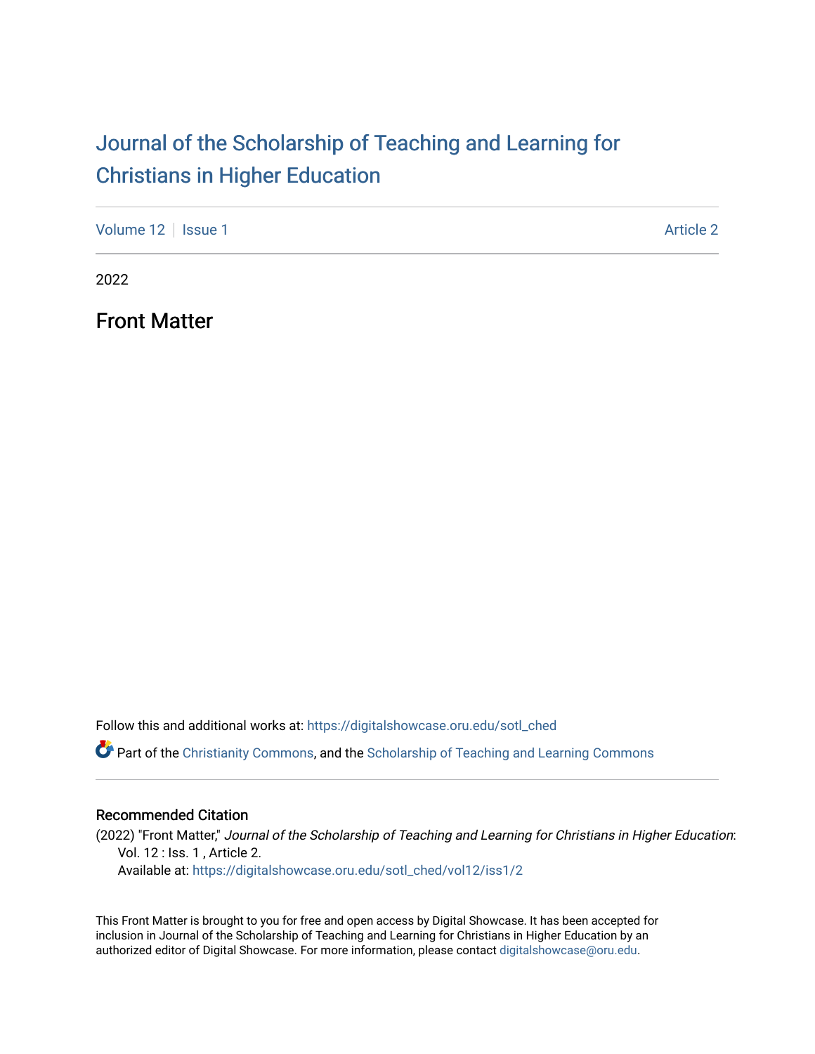# Journal of the Scholarship of Teaching and Learning for Christians in Higher Education

Volume 12 | Issue 1 | Article 2

2022

## Front Matter

Follow this and additional works at: https://digitalshowcase.oru.edu/sotl_ched

Part of the Christianity Commons, and the Scholarship of Teaching and Learning Commons

### Recommended Citation

(2022) "Front Matter," *Journal of the Scholarship of Teaching and Learning for Christians in Higher Education*: Vol. 12 : Iss. 1 , Article 2.
Available at: https://digitalshowcase.oru.edu/sotl_ched/vol12/iss1/2

This Front Matter is brought to you for free and open access by Digital Showcase. It has been accepted for inclusion in Journal of the Scholarship of Teaching and Learning for Christians in Higher Education by an authorized editor of Digital Showcase. For more information, please contact digitalshowcase@oru.edu.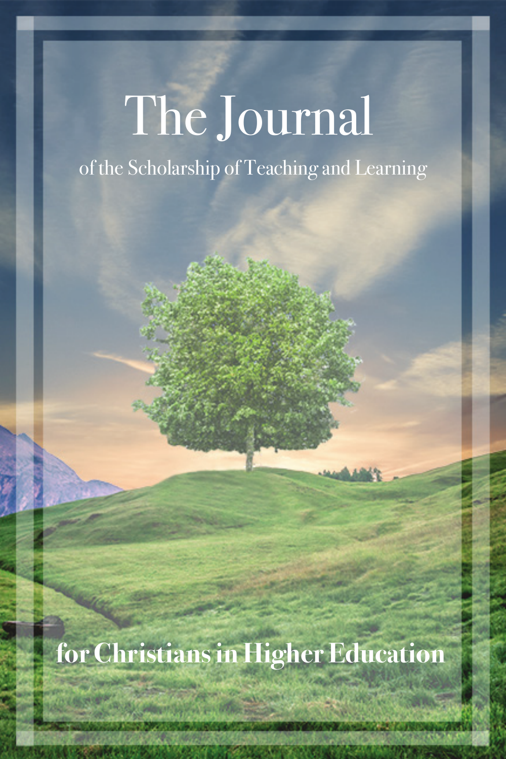# The Journal

of the Scholarship of Teaching and Learning

**for Christians in Higher Education**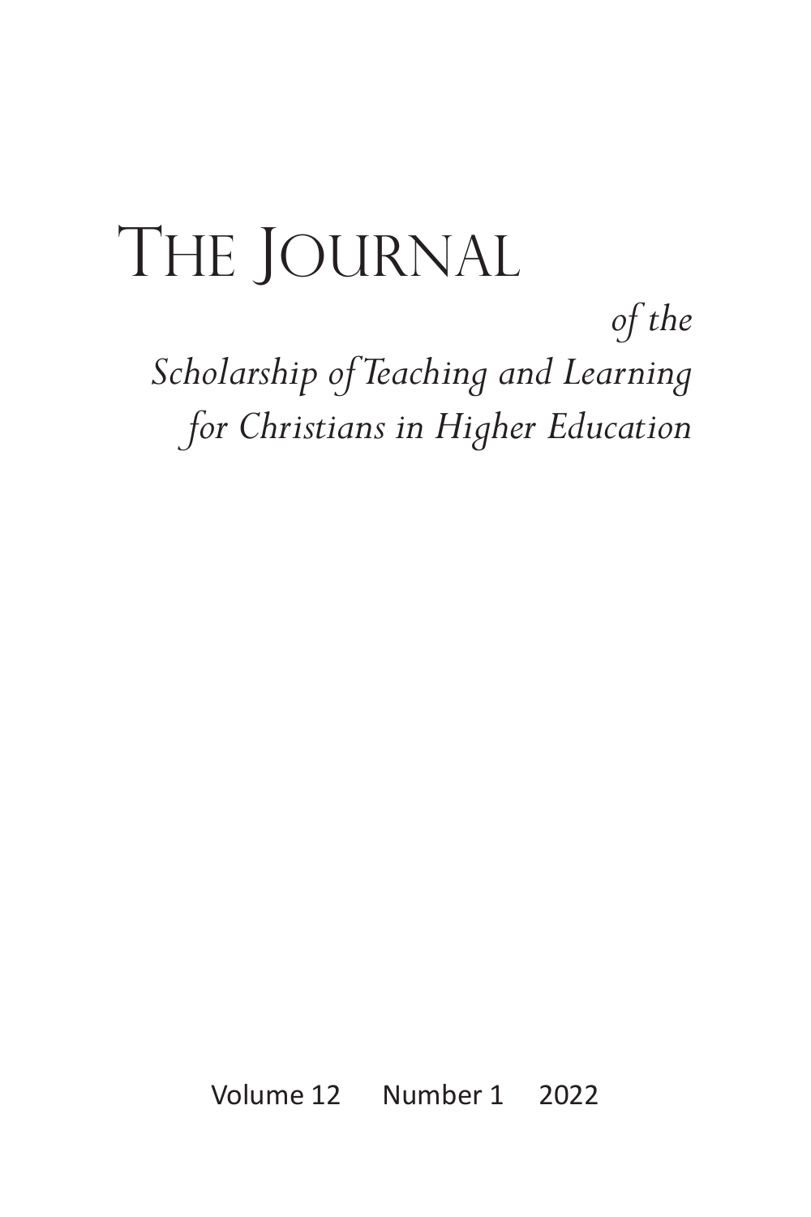# The Journal

*of the*

*Scholarship of Teaching and Learning for Christians in Higher Education*

Volume 12 Number 1 2022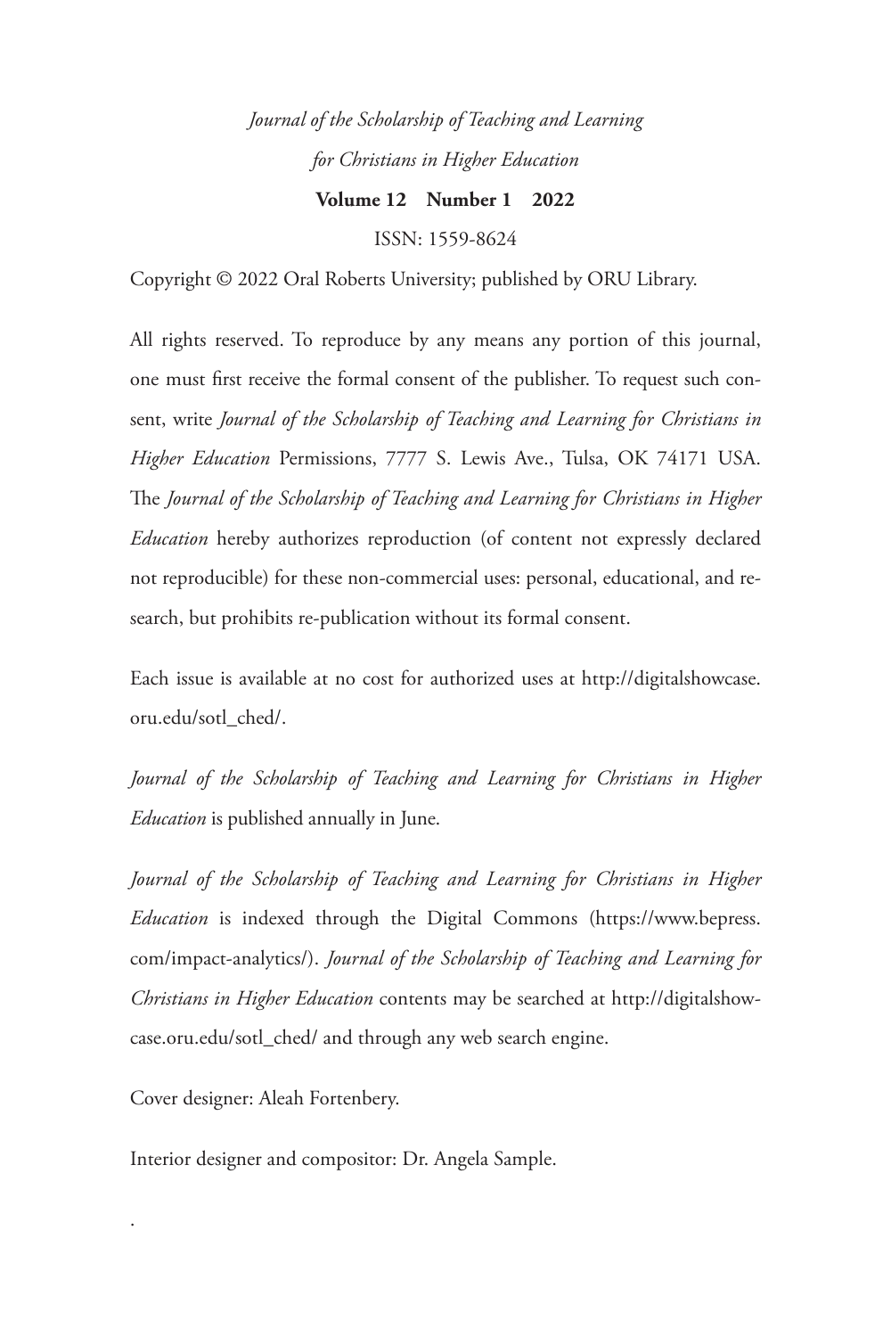*Journal of the Scholarship of Teaching and Learning for Christians in Higher Education*

**Volume 12 Number 1 2022**

ISSN: 1559-8624

Copyright © 2022 Oral Roberts University; published by ORU Library.

All rights reserved. To reproduce by any means any portion of this journal, one must first receive the formal consent of the publisher. To request such consent, write *Journal of the Scholarship of Teaching and Learning for Christians in Higher Education* Permissions, 7777 S. Lewis Ave., Tulsa, OK 74171 USA. The *Journal of the Scholarship of Teaching and Learning for Christians in Higher Education* hereby authorizes reproduction (of content not expressly declared not reproducible) for these non-commercial uses: personal, educational, and research, but prohibits re-publication without its formal consent.

Each issue is available at no cost for authorized uses at http://digitalshowcase.oru.edu/sotl_ched/.

*Journal of the Scholarship of Teaching and Learning for Christians in Higher Education* is published annually in June.

*Journal of the Scholarship of Teaching and Learning for Christians in Higher Education* is indexed through the Digital Commons (https://www.bepress.com/impact-analytics/). *Journal of the Scholarship of Teaching and Learning for Christians in Higher Education* contents may be searched at http://digitalshowcase.oru.edu/sotl_ched/ and through any web search engine.

Cover designer: Aleah Fortenbery.

Interior designer and compositor: Dr. Angela Sample.

.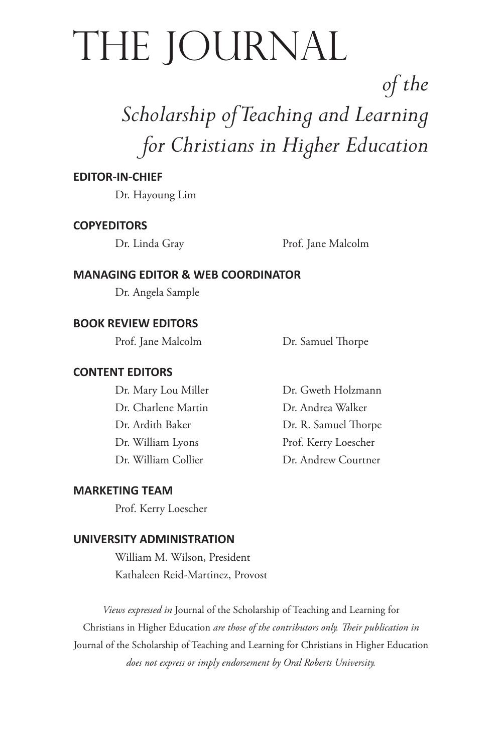# THE JOURNAL

*of the*

*Scholarship of Teaching and Learning for Christians in Higher Education*

**EDITOR-IN-CHIEF**

Dr. Hayoung Lim

**COPYEDITORS**

Dr. Linda Gray

Prof. Jane Malcolm

**MANAGING EDITOR & WEB COORDINATOR**

Dr. Angela Sample

**BOOK REVIEW EDITORS**

Prof. Jane Malcolm

Dr. Samuel Thorpe

**CONTENT EDITORS**

Dr. Mary Lou Miller

Dr. Charlene Martin

Dr. Ardith Baker

Dr. William Lyons

Dr. William Collier

Dr. Gweth Holzmann

Dr. Andrea Walker

Dr. R. Samuel Thorpe

Prof. Kerry Loescher

Dr. Andrew Courtner

**MARKETING TEAM**

Prof. Kerry Loescher

**UNIVERSITY ADMINISTRATION**

William M. Wilson, President

Kathaleen Reid-Martinez, Provost

*Views expressed in* Journal of the Scholarship of Teaching and Learning for Christians in Higher Education *are those of the contributors only. Their publication in* Journal of the Scholarship of Teaching and Learning for Christians in Higher Education *does not express or imply endorsement by Oral Roberts University.*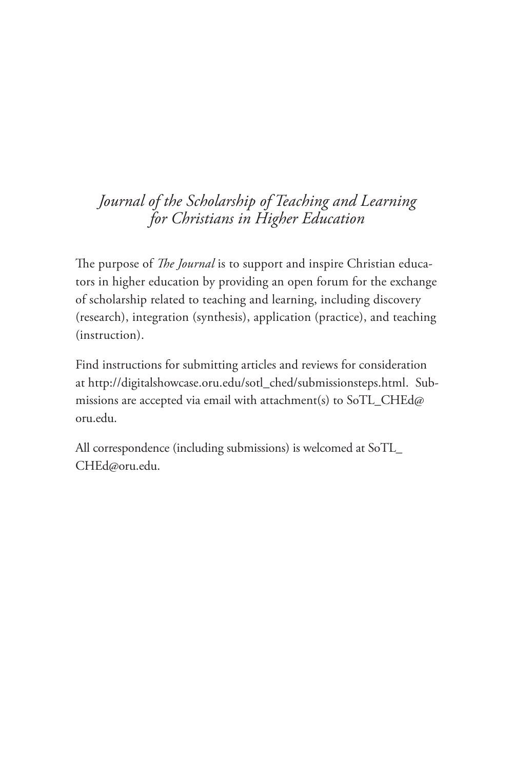*Journal of the Scholarship of Teaching and Learning for Christians in Higher Education*

The purpose of *The Journal* is to support and inspire Christian educators in higher education by providing an open forum for the exchange of scholarship related to teaching and learning, including discovery (research), integration (synthesis), application (practice), and teaching (instruction).

Find instructions for submitting articles and reviews for consideration at http://digitalshowcase.oru.edu/sotl_ched/submissionsteps.html. Submissions are accepted via email with attachment(s) to SoTL_CHEd@oru.edu.

All correspondence (including submissions) is welcomed at SoTL_CHEd@oru.edu.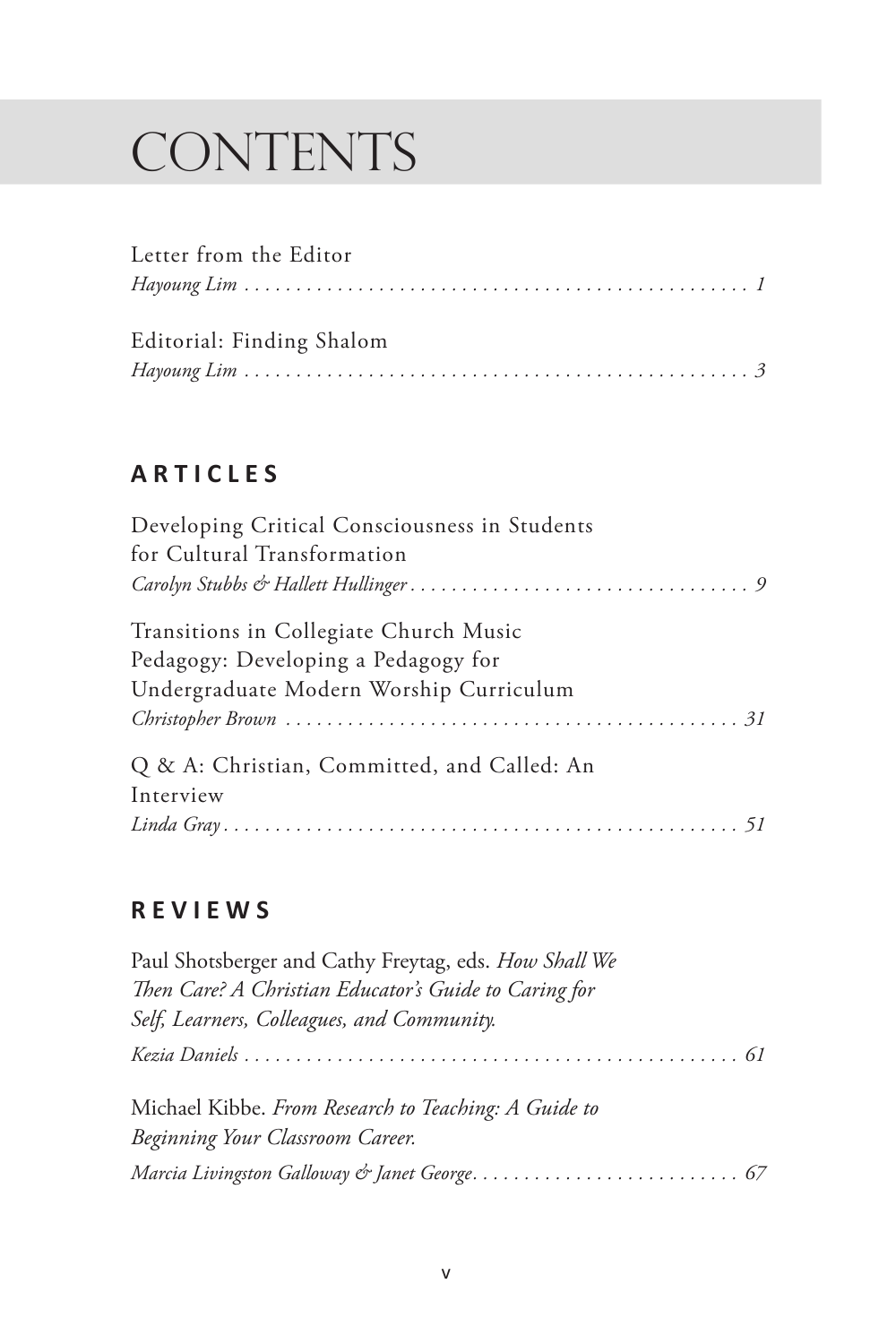# CONTENTS

Letter from the Editor
*Hayoung Lim* . . . . . . . . . . . . . . . . . . . . . . . . . . . . . . . . . . . . . . . . . . . . . . . . 1

Editorial: Finding Shalom
*Hayoung Lim* . . . . . . . . . . . . . . . . . . . . . . . . . . . . . . . . . . . . . . . . . . . . . . . . 3

## ARTICLES

Developing Critical Consciousness in Students for Cultural Transformation
*Carolyn Stubbs & Hallett Hullinger* . . . . . . . . . . . . . . . . . . . . . . . . . . . . . . . . 9

Transitions in Collegiate Church Music Pedagogy: Developing a Pedagogy for Undergraduate Modern Worship Curriculum
*Christopher Brown* . . . . . . . . . . . . . . . . . . . . . . . . . . . . . . . . . . . . . . . . . . . 31

Q & A: Christian, Committed, and Called: An Interview
*Linda Gray* . . . . . . . . . . . . . . . . . . . . . . . . . . . . . . . . . . . . . . . . . . . . . . . . . 51

## REVIEWS

Paul Shotsberger and Cathy Freytag, eds. *How Shall We Then Care? A Christian Educator's Guide to Caring for Self, Learners, Colleagues, and Community.*
*Kezia Daniels* . . . . . . . . . . . . . . . . . . . . . . . . . . . . . . . . . . . . . . . . . . . . . . . 61

Michael Kibbe. *From Research to Teaching: A Guide to Beginning Your Classroom Career.*
*Marcia Livingston Galloway & Janet George*. . . . . . . . . . . . . . . . . . . . . . . . . . 67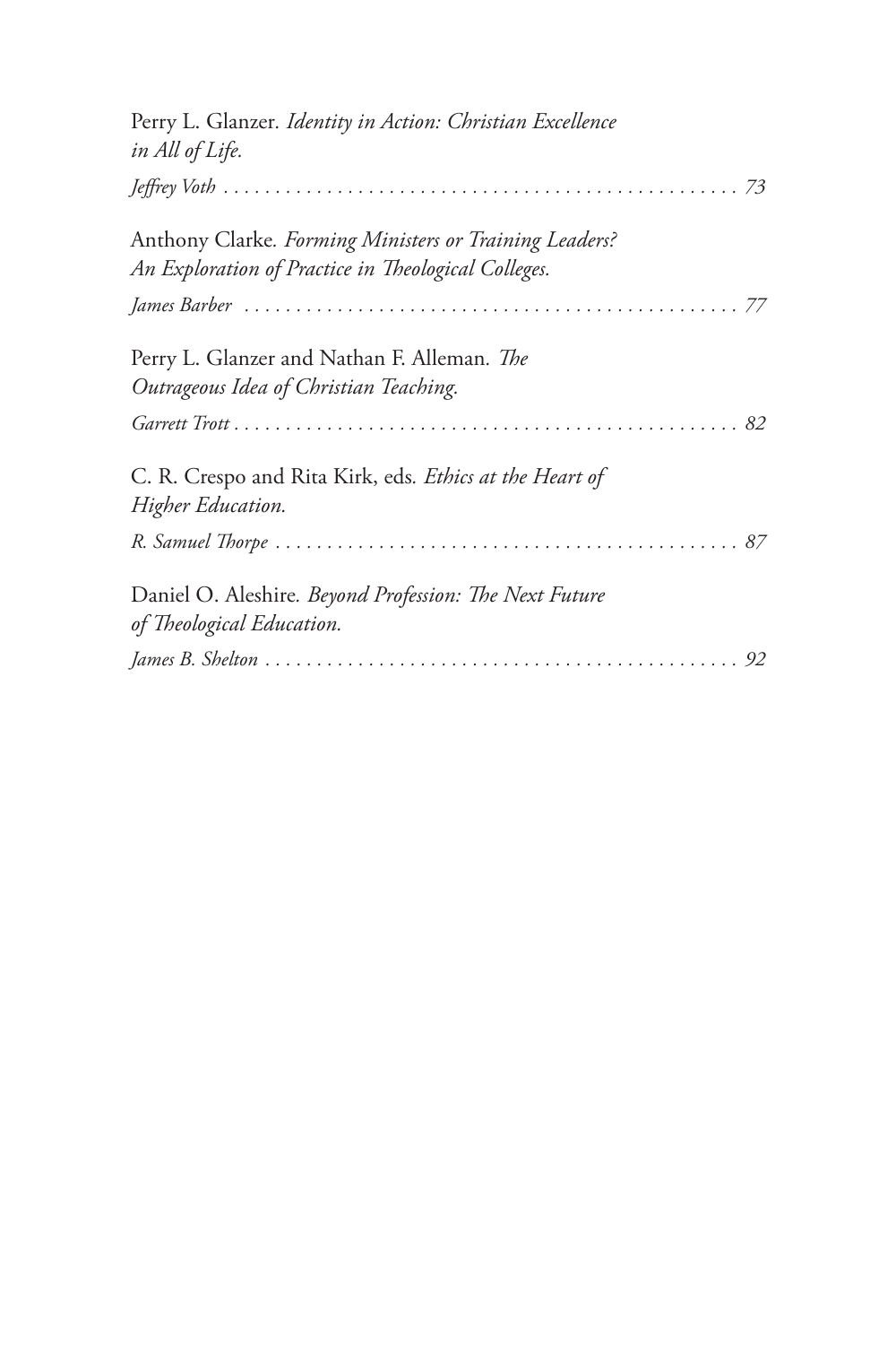Perry L. Glanzer. *Identity in Action: Christian Excellence in All of Life.*

*Jeffrey Voth* . . . . . . . . . . . . . . . . . . . . . . . . . . . . . . . . . . . . . . . . . . . . . . . . . . 73

Anthony Clarke. *Forming Ministers or Training Leaders? An Exploration of Practice in Theological Colleges.*

*James Barber* . . . . . . . . . . . . . . . . . . . . . . . . . . . . . . . . . . . . . . . . . . . . . . . . 77

Perry L. Glanzer and Nathan F. Alleman. *The Outrageous Idea of Christian Teaching.*

*Garrett Trott* . . . . . . . . . . . . . . . . . . . . . . . . . . . . . . . . . . . . . . . . . . . . . . . . . 82

C. R. Crespo and Rita Kirk, eds. *Ethics at the Heart of Higher Education.*

*R. Samuel Thorpe* . . . . . . . . . . . . . . . . . . . . . . . . . . . . . . . . . . . . . . . . . . . . . 87

Daniel O. Aleshire. *Beyond Profession: The Next Future of Theological Education.*

*James B. Shelton* . . . . . . . . . . . . . . . . . . . . . . . . . . . . . . . . . . . . . . . . . . . . . . 92